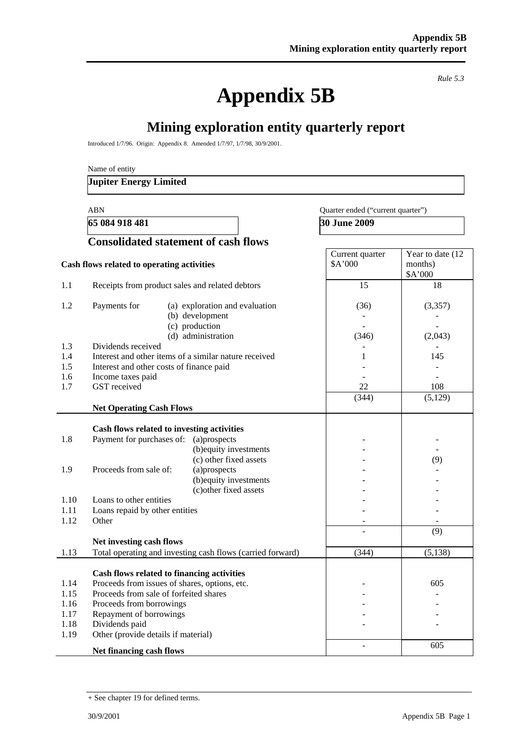*Rule 5.3*

# Appendix 5B

## Mining exploration entity quarterly report

Introduced 1/7/96. Origin: Appendix 8. Amended 1/7/97, 1/7/98, 30/9/2001.

Name of entity

**Jupiter Energy Limited**

| ABN | Quarter ended ("current quarter") |
|---|---|
| **65 084 918 481** | **30 June 2009** |

### Consolidated statement of cash flows

| | **Cash flows related to operating activities** | Current quarter $A'000 | Year to date (12 months) $A'000 |
|---|---|---|---|
| 1.1 | Receipts from product sales and related debtors | 15 | 18 |
| 1.2 | Payments for (a) exploration and evaluation | (36) | (3,357) |
| | (b) development | - | - |
| | (c) production | - | - |
| | (d) administration | (346) | (2,043) |
| 1.3 | Dividends received | - | - |
| 1.4 | Interest and other items of a similar nature received | 1 | 145 |
| 1.5 | Interest and other costs of finance paid | - | - |
| 1.6 | Income taxes paid | - | - |
| 1.7 | GST received | 22 | 108 |
| | **Net Operating Cash Flows** | (344) | (5,129) |
| | **Cash flows related to investing activities** | | |
| 1.8 | Payment for purchases of: (a)prospects | - | - |
| | (b)equity investments | - | - |
| | (c) other fixed assets | - | (9) |
| 1.9 | Proceeds from sale of: (a)prospects | - | - |
| | (b)equity investments | - | - |
| | (c)other fixed assets | - | - |
| 1.10 | Loans to other entities | - | - |
| 1.11 | Loans repaid by other entities | - | - |
| 1.12 | Other | - | - |
| | **Net investing cash flows** | - | (9) |
| 1.13 | Total operating and investing cash flows (carried forward) | (344) | (5,138) |
| | **Cash flows related to financing activities** | | |
| 1.14 | Proceeds from issues of shares, options, etc. | - | 605 |
| 1.15 | Proceeds from sale of forfeited shares | - | - |
| 1.16 | Proceeds from borrowings | - | - |
| 1.17 | Repayment of borrowings | - | - |
| 1.18 | Dividends paid | - | - |
| 1.19 | Other (provide details if material) | | |
| | **Net financing cash flows** | - | 605 |

+ See chapter 19 for defined terms.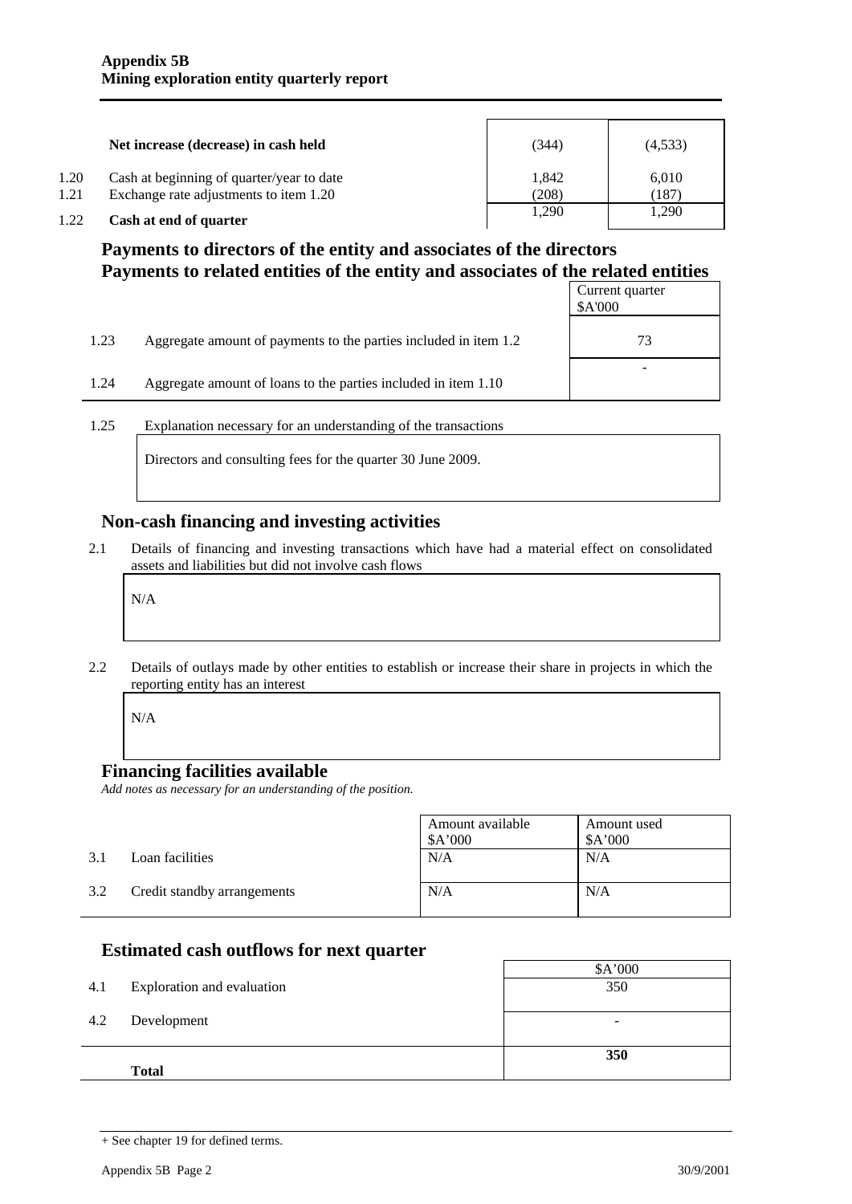| | | | |
|---|---|---|---|
| | **Net increase (decrease) in cash held** | (344) | (4,533) |
| 1.20 | Cash at beginning of quarter/year to date | 1,842 | 6,010 |
| 1.21 | Exchange rate adjustments to item 1.20 | (208) | (187) |
| 1.22 | **Cash at end of quarter** | 1,290 | 1,290 |

## Payments to directors of the entity and associates of the directors Payments to related entities of the entity and associates of the related entities

| | | Current quarter $A'000 |
|---|---|---|
| 1.23 | Aggregate amount of payments to the parties included in item 1.2 | 73 |
| 1.24 | Aggregate amount of loans to the parties included in item 1.10 | - |

1.25 Explanation necessary for an understanding of the transactions

Directors and consulting fees for the quarter 30 June 2009.

## Non-cash financing and investing activities

2.1 Details of financing and investing transactions which have had a material effect on consolidated assets and liabilities but did not involve cash flows

N/A

2.2 Details of outlays made by other entities to establish or increase their share in projects in which the reporting entity has an interest

N/A

## Financing facilities available

*Add notes as necessary for an understanding of the position.*

| | | Amount available $A'000 | Amount used $A'000 |
|---|---|---|---|
| 3.1 | Loan facilities | N/A | N/A |
| 3.2 | Credit standby arrangements | N/A | N/A |

## Estimated cash outflows for next quarter

| | | $A'000 |
|---|---|---|
| 4.1 | Exploration and evaluation | 350 |
| 4.2 | Development | - |
| | **Total** | **350** |

+ See chapter 19 for defined terms.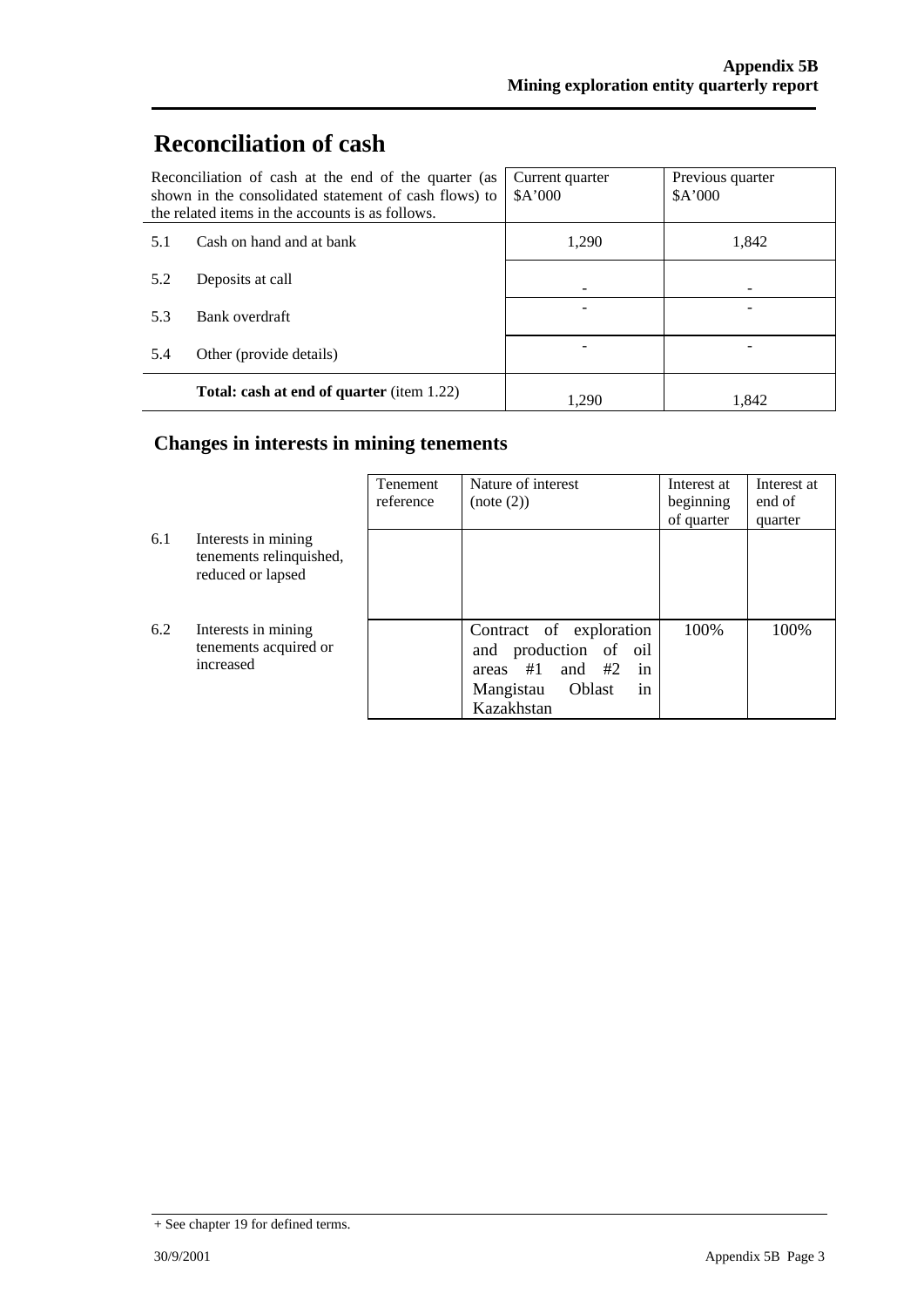# Reconciliation of cash

| Reconciliation of cash at the end of the quarter (as shown in the consolidated statement of cash flows) to the related items in the accounts is as follows. | | Current quarter $A'000 | Previous quarter $A'000 |
|---|---|---|---|
| 5.1 | Cash on hand and at bank | 1,290 | 1,842 |
| 5.2 | Deposits at call | - | - |
| 5.3 | Bank overdraft | - | - |
| 5.4 | Other (provide details) | - | - |
| | **Total: cash at end of quarter** (item 1.22) | 1,290 | 1,842 |

## Changes in interests in mining tenements

| | | Tenement reference | Nature of interest (note (2)) | Interest at beginning of quarter | Interest at end of quarter |
|---|---|---|---|---|---|
| 6.1 | Interests in mining tenements relinquished, reduced or lapsed | | | | |
| 6.2 | Interests in mining tenements acquired or increased | | Contract of exploration and production of oil areas #1 and #2 in Mangistau Oblast in Kazakhstan | 100% | 100% |

+ See chapter 19 for defined terms.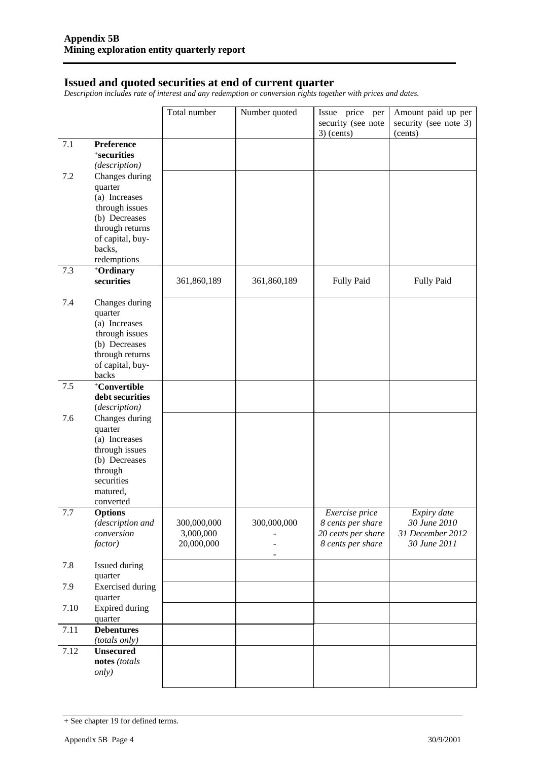## Issued and quoted securities at end of current quarter

*Description includes rate of interest and any redemption or conversion rights together with prices and dates.*

| | | Total number | Number quoted | Issue price per security (see note 3) (cents) | Amount paid up per security (see note 3) (cents) |
|---|---|---|---|---|---|
| 7.1 | **Preference** **+securities** *(description)* | | | | |
| 7.2 | Changes during quarter (a) Increases through issues (b) Decreases through returns of capital, buy-backs, redemptions | | | | |
| 7.3 | **+Ordinary securities** | 361,860,189 | 361,860,189 | Fully Paid | Fully Paid |
| 7.4 | Changes during quarter (a) Increases through issues (b) Decreases through returns of capital, buy-backs | | | | |
| 7.5 | **+Convertible debt securities** *(description)* | | | | |
| 7.6 | Changes during quarter (a) Increases through issues (b) Decreases through securities matured, converted | | | | |
| 7.7 | **Options** *(description and conversion factor)* | 300,000,000<br>3,000,000<br>20,000,000 | 300,000,000<br>-<br>-<br>- | *Exercise price*<br>*8 cents per share*<br>*20 cents per share*<br>*8 cents per share* | *Expiry date*<br>*30 June 2010*<br>*31 December 2012*<br>*30 June 2011* |
| 7.8 | Issued during quarter | | | | |
| 7.9 | Exercised during quarter | | | | |
| 7.10 | Expired during quarter | | | | |
| 7.11 | **Debentures** *(totals only)* | | | | |
| 7.12 | **Unsecured notes** *(totals only)* | | | | |

+ See chapter 19 for defined terms.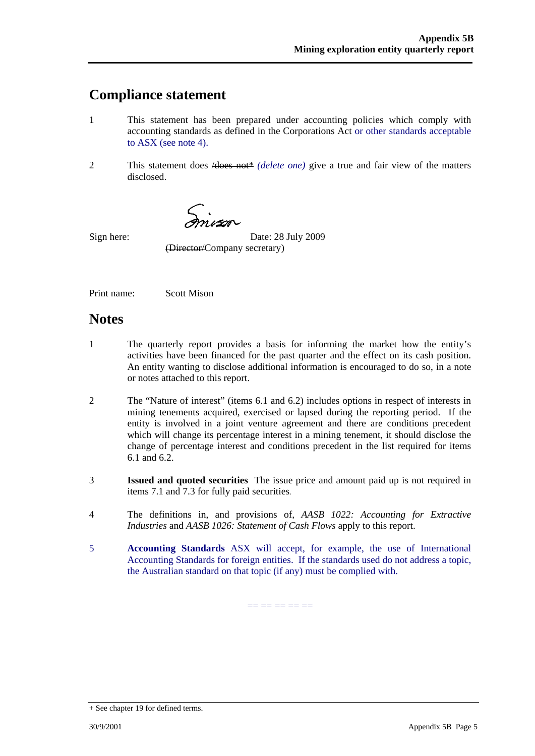## Compliance statement

1 This statement has been prepared under accounting policies which comply with accounting standards as defined in the Corporations Act or other standards acceptable to ASX (see note 4).

2 This statement does /~~does not*~~ *(delete one)* give a true and fair view of the matters disclosed.

Sign here: Date: 28 July 2009
(~~Director~~/Company secretary)

Print name: Scott Mison

## Notes

1 The quarterly report provides a basis for informing the market how the entity's activities have been financed for the past quarter and the effect on its cash position. An entity wanting to disclose additional information is encouraged to do so, in a note or notes attached to this report.

2 The "Nature of interest" (items 6.1 and 6.2) includes options in respect of interests in mining tenements acquired, exercised or lapsed during the reporting period. If the entity is involved in a joint venture agreement and there are conditions precedent which will change its percentage interest in a mining tenement, it should disclose the change of percentage interest and conditions precedent in the list required for items 6.1 and 6.2.

3 **Issued and quoted securities** The issue price and amount paid up is not required in items 7.1 and 7.3 for fully paid securities.

4 The definitions in, and provisions of, *AASB 1022: Accounting for Extractive Industries* and *AASB 1026: Statement of Cash Flows* apply to this report.

5 **Accounting Standards** ASX will accept, for example, the use of International Accounting Standards for foreign entities. If the standards used do not address a topic, the Australian standard on that topic (if any) must be complied with.

== == == == ==

+ See chapter 19 for defined terms.